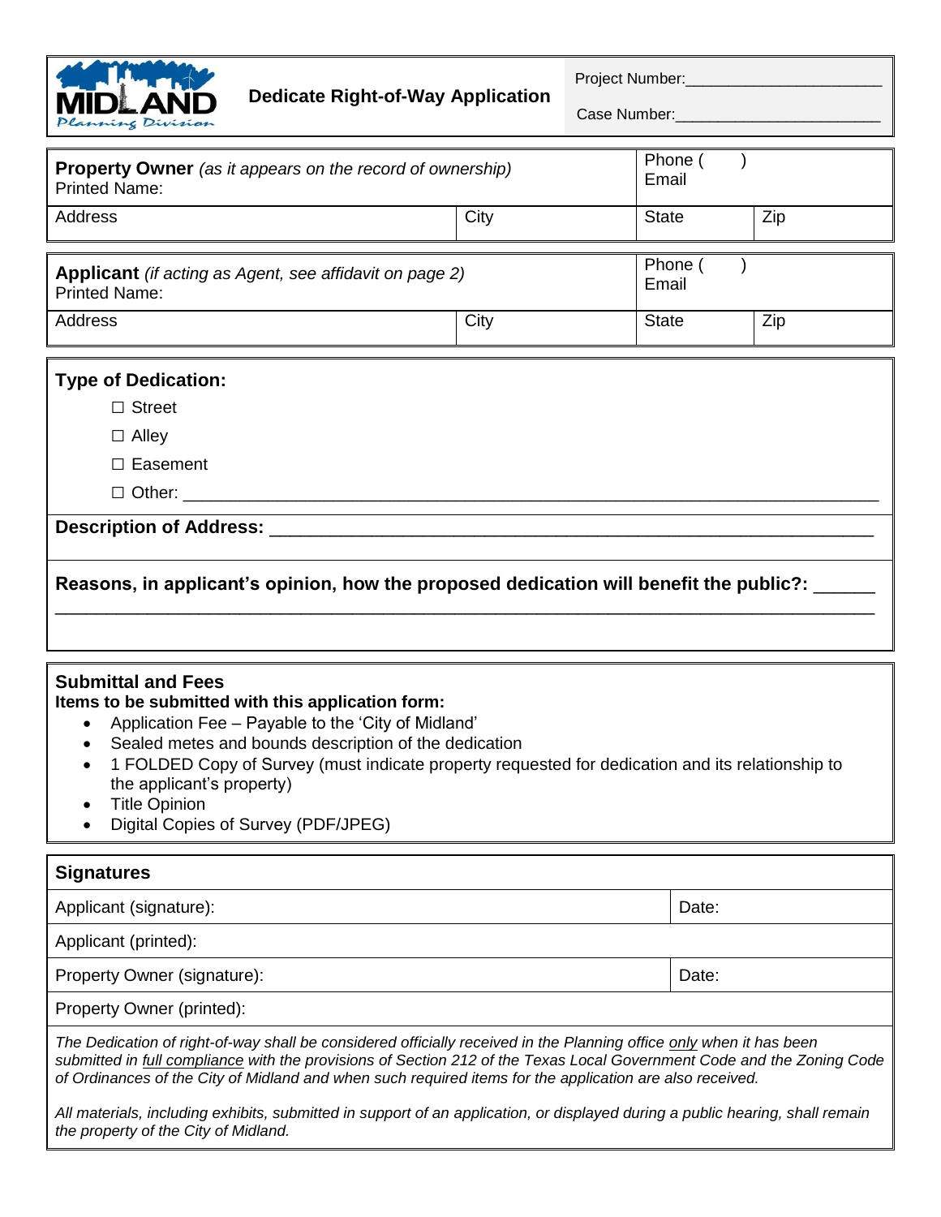MIDLAND Planning Division

# Dedicate Right-of-Way Application

Project Number:_______________________

Case Number:_______________________

| **Property Owner** *(as it appears on the record of ownership)* Printed Name: | | Phone ( ) Email | |
|---|---|---|---|
| Address | City | State | Zip |

| **Applicant** *(if acting as Agent, see affidavit on page 2)* Printed Name: | | Phone ( ) Email | |
|---|---|---|---|
| Address | City | State | Zip |

**Type of Dedication:**

☐ Street

☐ Alley

☐ Easement

☐ Other: ___________________________________________________________________________

**Description of Address:** ___________________________________________________________

**Reasons, in applicant's opinion, how the proposed dedication will benefit the public?:** ______
_____________________________________________________________________________________

**Submittal and Fees**

**Items to be submitted with this application form:**

- Application Fee – Payable to the 'City of Midland'
- Sealed metes and bounds description of the dedication
- 1 FOLDED Copy of Survey (must indicate property requested for dedication and its relationship to the applicant's property)
- Title Opinion
- Digital Copies of Survey (PDF/JPEG)

| **Signatures** | |
|---|---|
| Applicant (signature): | Date: |
| Applicant (printed): | |
| Property Owner (signature): | Date: |
| Property Owner (printed): | |

*The Dedication of right-of-way shall be considered officially received in the Planning office only when it has been submitted in full compliance with the provisions of Section 212 of the Texas Local Government Code and the Zoning Code of Ordinances of the City of Midland and when such required items for the application are also received.*

*All materials, including exhibits, submitted in support of an application, or displayed during a public hearing, shall remain the property of the City of Midland.*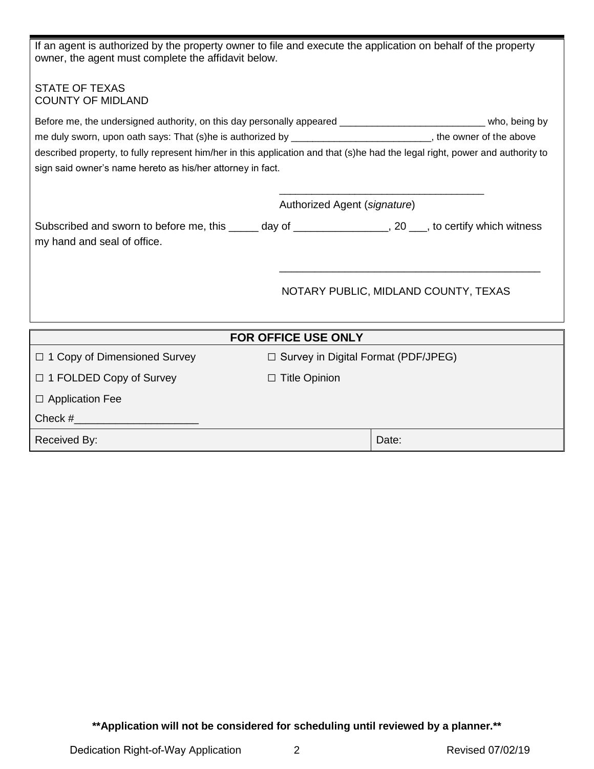If an agent is authorized by the property owner to file and execute the application on behalf of the property owner, the agent must complete the affidavit below.

STATE OF TEXAS
COUNTY OF MIDLAND

Before me, the undersigned authority, on this day personally appeared ___________________________ who, being by me duly sworn, upon oath says: That (s)he is authorized by __________________________, the owner of the above described property, to fully represent him/her in this application and that (s)he had the legal right, power and authority to sign said owner's name hereto as his/her attorney in fact.

___________________________________
Authorized Agent (*signature*)

Subscribed and sworn to before me, this _____ day of ________________, 20 ___, to certify which witness my hand and seal of office.

_____________________________________________
NOTARY PUBLIC, MIDLAND COUNTY, TEXAS

| FOR OFFICE USE ONLY | |
| --- | --- |
| ☐ 1 Copy of Dimensioned Survey | ☐ Survey in Digital Format (PDF/JPEG) |
| ☐ 1 FOLDED Copy of Survey | ☐ Title Opinion |
| ☐ Application Fee | |
| Check #____________________ | |
| Received By: | Date: |

**\*\*Application will not be considered for scheduling until reviewed by a planner.\*\***

Dedication Right-of-Way Application — Revised 07/02/19